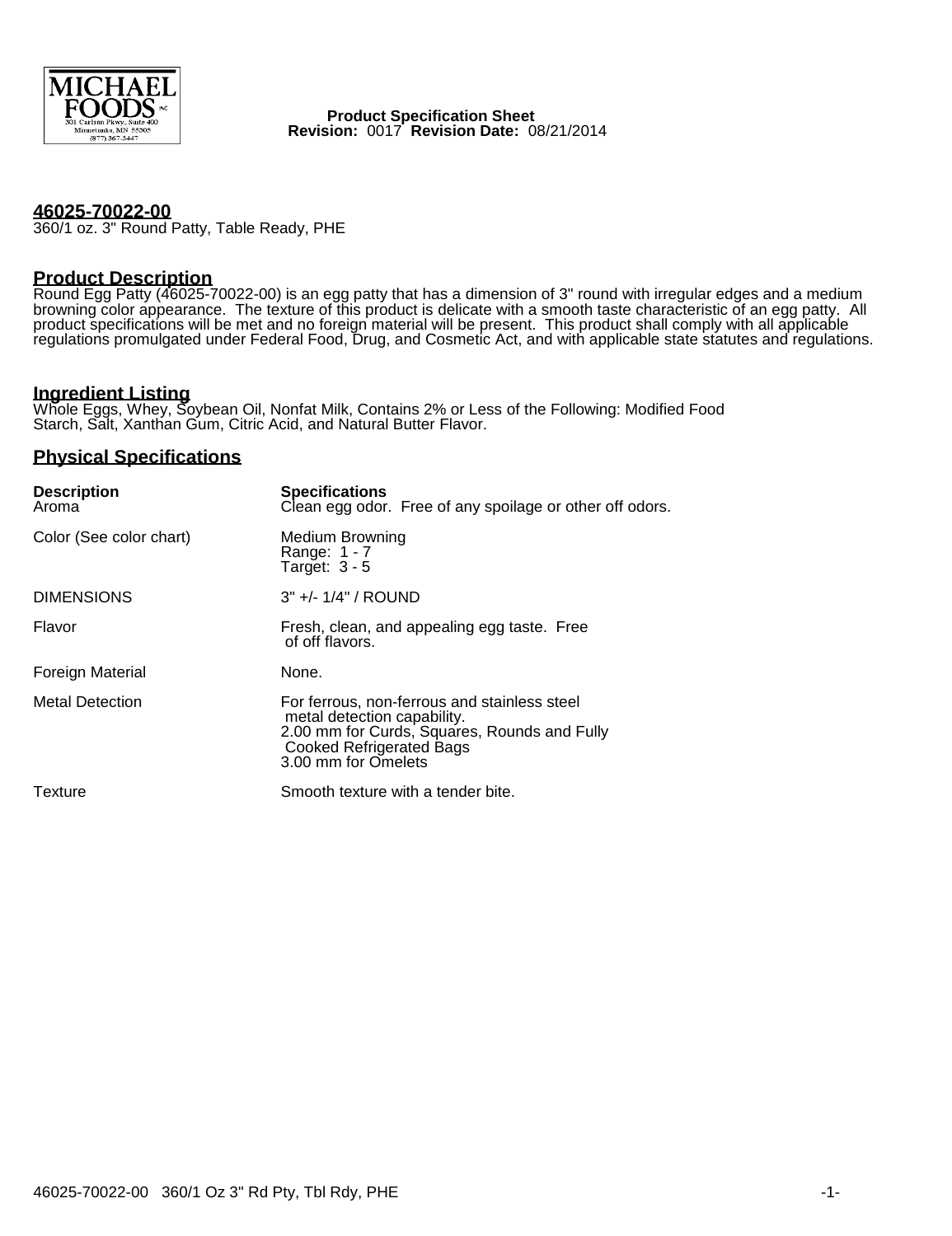MICHAEL FOODS INC
301 Carlson Pkwy., Suite 400
Minnetonka, MN 55305
(877) 367-3447

**Product Specification Sheet**
**Revision:** 0017 **Revision Date:** 08/21/2014

## 46025-70022-00

360/1 oz. 3" Round Patty, Table Ready, PHE

## Product Description

Round Egg Patty (46025-70022-00) is an egg patty that has a dimension of 3" round with irregular edges and a medium browning color appearance. The texture of this product is delicate with a smooth taste characteristic of an egg patty. All product specifications will be met and no foreign material will be present. This product shall comply with all applicable regulations promulgated under Federal Food, Drug, and Cosmetic Act, and with applicable state statutes and regulations.

## Ingredient Listing

Whole Eggs, Whey, Soybean Oil, Nonfat Milk, Contains 2% or Less of the Following: Modified Food Starch, Salt, Xanthan Gum, Citric Acid, and Natural Butter Flavor.

## Physical Specifications

| Description | Specifications |
|---|---|
| Aroma | Clean egg odor. Free of any spoilage or other off odors. |
| Color (See color chart) | Medium Browning<br>Range: 1 - 7<br>Target: 3 - 5 |
| DIMENSIONS | 3" +/- 1/4" / ROUND |
| Flavor | Fresh, clean, and appealing egg taste. Free of off flavors. |
| Foreign Material | None. |
| Metal Detection | For ferrous, non-ferrous and stainless steel metal detection capability.<br>2.00 mm for Curds, Squares, Rounds and Fully Cooked Refrigerated Bags<br>3.00 mm for Omelets |
| Texture | Smooth texture with a tender bite. |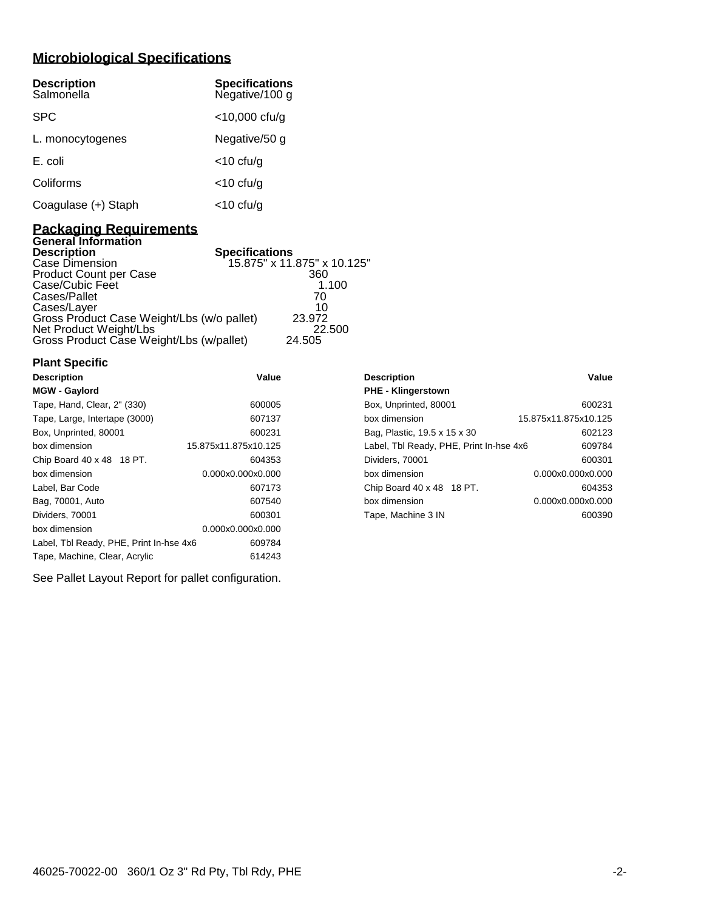## Microbiological Specifications

| Description | Specifications |
|---|---|
| Salmonella | Negative/100 g |
| SPC | <10,000 cfu/g |
| L. monocytogenes | Negative/50 g |
| E. coli | <10 cfu/g |
| Coliforms | <10 cfu/g |
| Coagulase (+) Staph | <10 cfu/g |

## Packaging Requirements

### General Information

| Description | Specifications |
|---|---|
| Case Dimension | 15.875" x 11.875" x 10.125" |
| Product Count per Case | 360 |
| Case/Cubic Feet | 1.100 |
| Cases/Pallet | 70 |
| Cases/Layer | 10 |
| Gross Product Case Weight/Lbs (w/o pallet) | 23.972 |
| Net Product Weight/Lbs | 22.500 |
| Gross Product Case Weight/Lbs (w/pallet) | 24.505 |

### Plant Specific

| Description | Value |
|---|---|
| **MGW - Gaylord** | |
| Tape, Hand, Clear, 2" (330) | 600005 |
| Tape, Large, Intertape (3000) | 607137 |
| Box, Unprinted, 80001 | 600231 |
| box dimension | 15.875x11.875x10.125 |
| Chip Board 40 x 48 18 PT. | 604353 |
| box dimension | 0.000x0.000x0.000 |
| Label, Bar Code | 607173 |
| Bag, 70001, Auto | 607540 |
| Dividers, 70001 | 600301 |
| box dimension | 0.000x0.000x0.000 |
| Label, Tbl Ready, PHE, Print In-hse 4x6 | 609784 |
| Tape, Machine, Clear, Acrylic | 614243 |

| Description | Value |
|---|---|
| **PHE - Klingerstown** | |
| Box, Unprinted, 80001 | 600231 |
| box dimension | 15.875x11.875x10.125 |
| Bag, Plastic, 19.5 x 15 x 30 | 602123 |
| Label, Tbl Ready, PHE, Print In-hse 4x6 | 609784 |
| Dividers, 70001 | 600301 |
| box dimension | 0.000x0.000x0.000 |
| Chip Board 40 x 48 18 PT. | 604353 |
| box dimension | 0.000x0.000x0.000 |
| Tape, Machine 3 IN | 600390 |

See Pallet Layout Report for pallet configuration.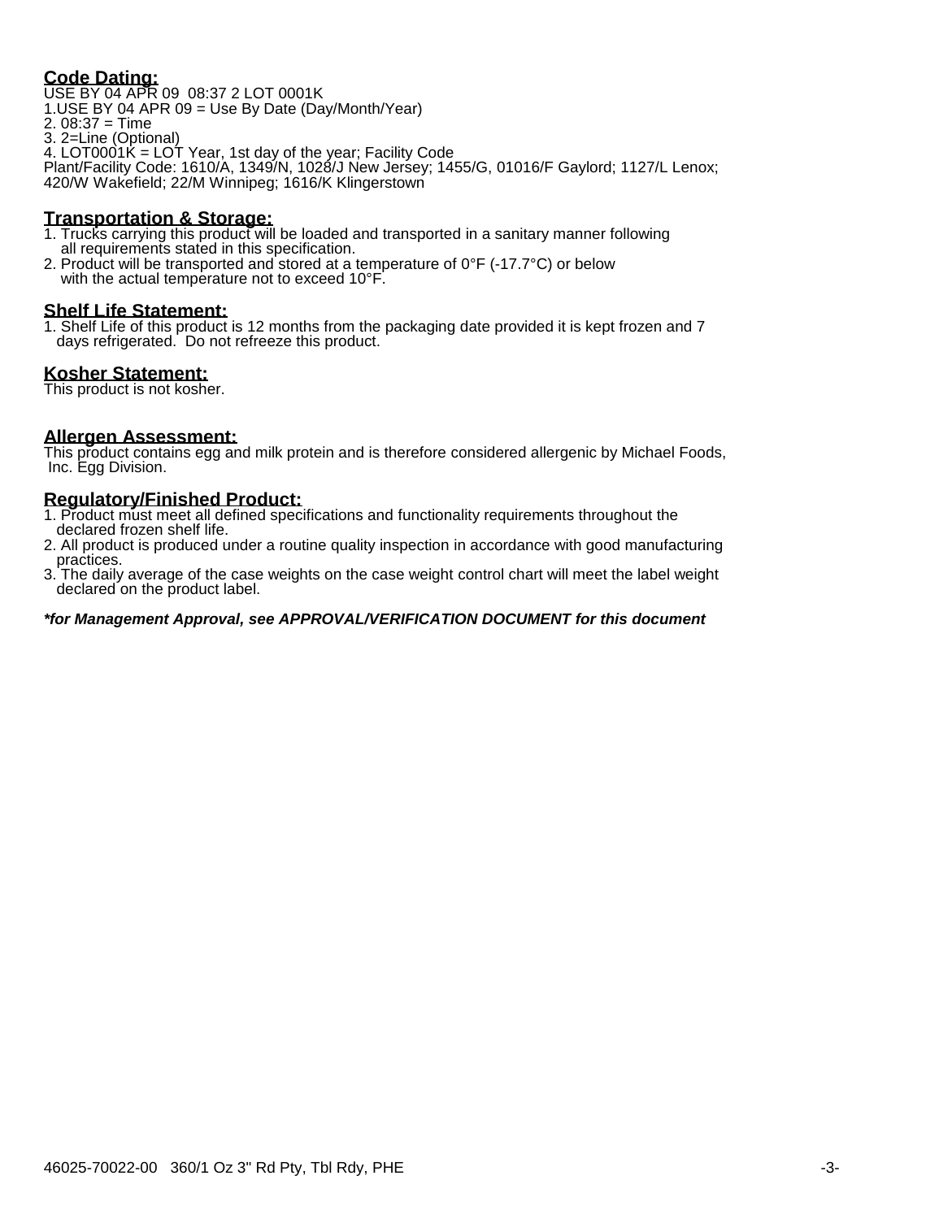## Code Dating:

USE BY 04 APR 09  08:37 2 LOT 0001K
1.USE BY 04 APR 09 = Use By Date (Day/Month/Year)
2. 08:37 = Time
3. 2=Line (Optional)
4. LOT0001K = LOT Year, 1st day of the year; Facility Code
Plant/Facility Code: 1610/A, 1349/N, 1028/J New Jersey; 1455/G, 01016/F Gaylord; 1127/L Lenox; 420/W Wakefield; 22/M Winnipeg; 1616/K Klingerstown

## Transportation & Storage:

1. Trucks carrying this product will be loaded and transported in a sanitary manner following all requirements stated in this specification.
2. Product will be transported and stored at a temperature of 0°F (-17.7°C) or below with the actual temperature not to exceed 10°F.

## Shelf Life Statement:

1. Shelf Life of this product is 12 months from the packaging date provided it is kept frozen and 7 days refrigerated.  Do not refreeze this product.

## Kosher Statement:

This product is not kosher.

## Allergen Assessment:

This product contains egg and milk protein and is therefore considered allergenic by Michael Foods, Inc. Egg Division.

## Regulatory/Finished Product:

1. Product must meet all defined specifications and functionality requirements throughout the declared frozen shelf life.
2. All product is produced under a routine quality inspection in accordance with good manufacturing practices.
3. The daily average of the case weights on the case weight control chart will meet the label weight declared on the product label.

***for Management Approval, see APPROVAL/VERIFICATION DOCUMENT for this document***

46025-70022-00   360/1 Oz 3" Rd Pty, Tbl Rdy, PHE